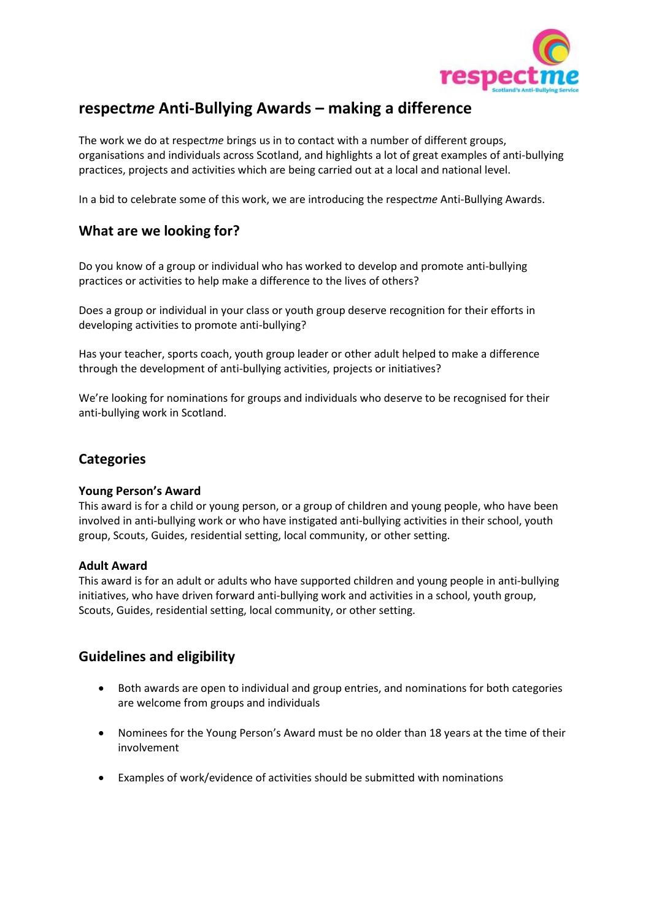# respect*me* Anti-Bullying Awards – making a difference

The work we do at respect*me* brings us in to contact with a number of different groups, organisations and individuals across Scotland, and highlights a lot of great examples of anti-bullying practices, projects and activities which are being carried out at a local and national level.

In a bid to celebrate some of this work, we are introducing the respect*me* Anti-Bullying Awards.

## What are we looking for?

Do you know of a group or individual who has worked to develop and promote anti-bullying practices or activities to help make a difference to the lives of others?

Does a group or individual in your class or youth group deserve recognition for their efforts in developing activities to promote anti-bullying?

Has your teacher, sports coach, youth group leader or other adult helped to make a difference through the development of anti-bullying activities, projects or initiatives?

We're looking for nominations for groups and individuals who deserve to be recognised for their anti-bullying work in Scotland.

## Categories

**Young Person's Award**

This award is for a child or young person, or a group of children and young people, who have been involved in anti-bullying work or who have instigated anti-bullying activities in their school, youth group, Scouts, Guides, residential setting, local community, or other setting.

**Adult Award**

This award is for an adult or adults who have supported children and young people in anti-bullying initiatives, who have driven forward anti-bullying work and activities in a school, youth group, Scouts, Guides, residential setting, local community, or other setting.

## Guidelines and eligibility

- Both awards are open to individual and group entries, and nominations for both categories are welcome from groups and individuals
- Nominees for the Young Person's Award must be no older than 18 years at the time of their involvement
- Examples of work/evidence of activities should be submitted with nominations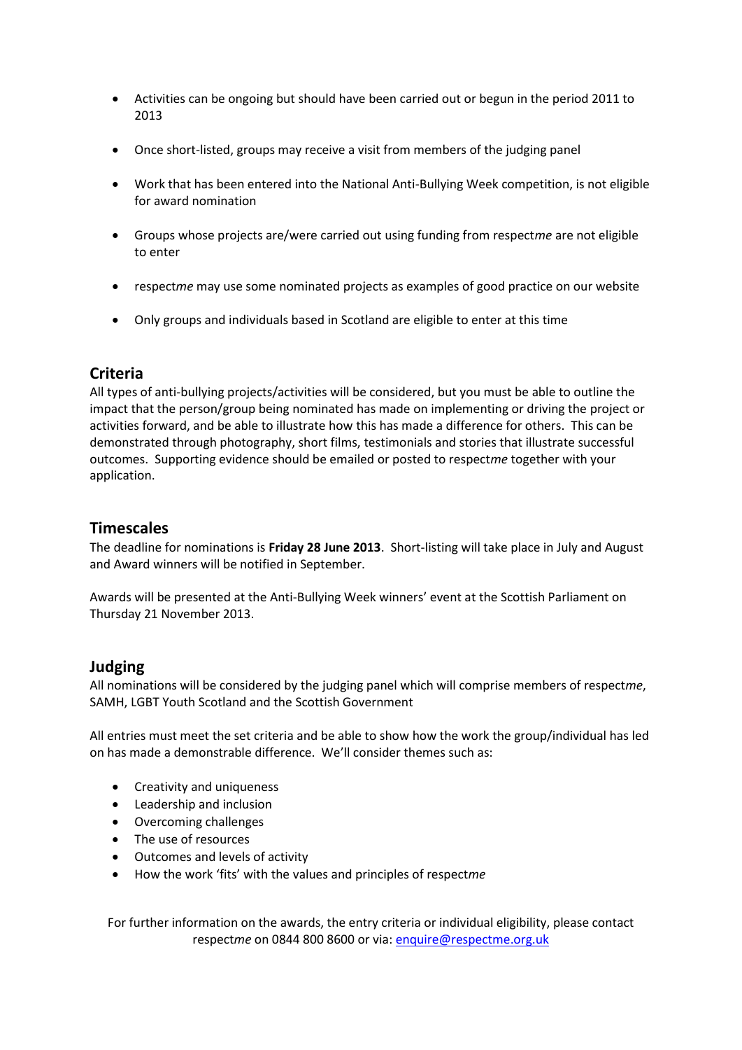- Activities can be ongoing but should have been carried out or begun in the period 2011 to 2013
- Once short-listed, groups may receive a visit from members of the judging panel
- Work that has been entered into the National Anti-Bullying Week competition, is not eligible for award nomination
- Groups whose projects are/were carried out using funding from respect*me* are not eligible to enter
- respect*me* may use some nominated projects as examples of good practice on our website
- Only groups and individuals based in Scotland are eligible to enter at this time

## Criteria

All types of anti-bullying projects/activities will be considered, but you must be able to outline the impact that the person/group being nominated has made on implementing or driving the project or activities forward, and be able to illustrate how this has made a difference for others. This can be demonstrated through photography, short films, testimonials and stories that illustrate successful outcomes. Supporting evidence should be emailed or posted to respect*me* together with your application.

## Timescales

The deadline for nominations is **Friday 28 June 2013**. Short-listing will take place in July and August and Award winners will be notified in September.

Awards will be presented at the Anti-Bullying Week winners' event at the Scottish Parliament on Thursday 21 November 2013.

## Judging

All nominations will be considered by the judging panel which will comprise members of respect*me*, SAMH, LGBT Youth Scotland and the Scottish Government

All entries must meet the set criteria and be able to show how the work the group/individual has led on has made a demonstrable difference. We'll consider themes such as:

- Creativity and uniqueness
- Leadership and inclusion
- Overcoming challenges
- The use of resources
- Outcomes and levels of activity
- How the work 'fits' with the values and principles of respect*me*

For further information on the awards, the entry criteria or individual eligibility, please contact respect*me* on 0844 800 8600 or via: enquire@respectme.org.uk